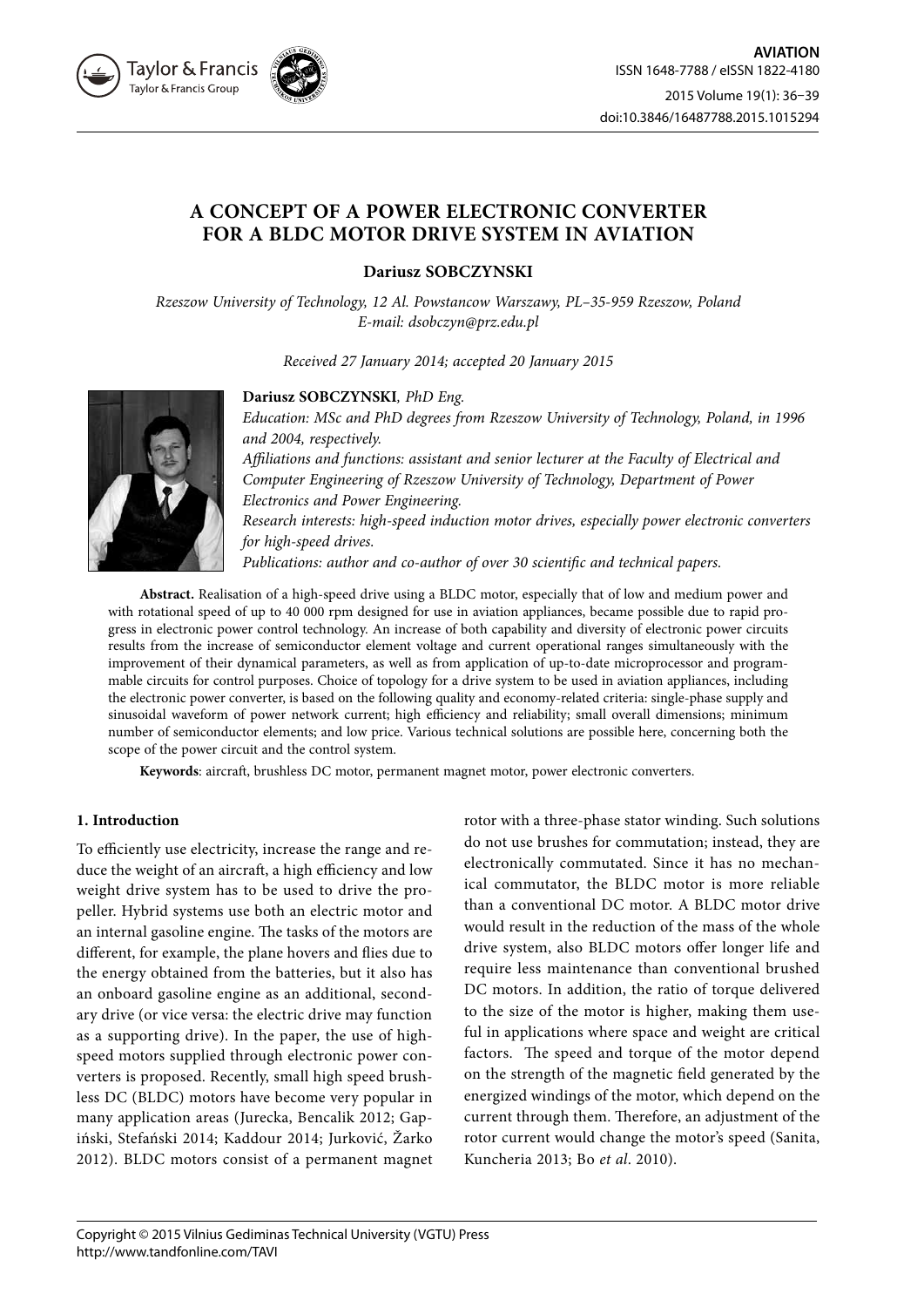# A CONCEPT OF A POWER ELECTRONIC CONVERTER FOR A BLDC MOTOR DRIVE SYSTEM IN AVIATION

**Dariusz SOBCZYNSKI**

*Rzeszow University of Technology, 12 Al. Powstancow Warszawy, PL–35-959 Rzeszow, Poland*
*E-mail: dsobczyn@prz.edu.pl*

*Received 27 January 2014; accepted 20 January 2015*

**Dariusz SOBCZYNSKI**, *PhD Eng.*
*Education: MSc and PhD degrees from Rzeszow University of Technology, Poland, in 1996 and 2004, respectively.*
*Affiliations and functions: assistant and senior lecturer at the Faculty of Electrical and Computer Engineering of Rzeszow University of Technology, Department of Power Electronics and Power Engineering.*
*Research interests: high-speed induction motor drives, especially power electronic converters for high-speed drives.*
*Publications: author and co-author of over 30 scientific and technical papers.*

**Abstract.** Realisation of a high-speed drive using a BLDC motor, especially that of low and medium power and with rotational speed of up to 40 000 rpm designed for use in aviation appliances, became possible due to rapid progress in electronic power control technology. An increase of both capability and diversity of electronic power circuits results from the increase of semiconductor element voltage and current operational ranges simultaneously with the improvement of their dynamical parameters, as well as from application of up-to-date microprocessor and programmable circuits for control purposes. Choice of topology for a drive system to be used in aviation appliances, including the electronic power converter, is based on the following quality and economy-related criteria: single-phase supply and sinusoidal waveform of power network current; high efficiency and reliability; small overall dimensions; minimum number of semiconductor elements; and low price. Various technical solutions are possible here, concerning both the scope of the power circuit and the control system.

**Keywords**: aircraft, brushless DC motor, permanent magnet motor, power electronic converters.

## 1. Introduction

To efficiently use electricity, increase the range and reduce the weight of an aircraft, a high efficiency and low weight drive system has to be used to drive the propeller. Hybrid systems use both an electric motor and an internal gasoline engine. The tasks of the motors are different, for example, the plane hovers and flies due to the energy obtained from the batteries, but it also has an onboard gasoline engine as an additional, secondary drive (or vice versa: the electric drive may function as a supporting drive). In the paper, the use of high-speed motors supplied through electronic power converters is proposed. Recently, small high speed brushless DC (BLDC) motors have become very popular in many application areas (Jurecka, Bencalik 2012; Gapiński, Stefański 2014; Kaddour 2014; Jurković, Žarko 2012). BLDC motors consist of a permanent magnet rotor with a three-phase stator winding. Such solutions do not use brushes for commutation; instead, they are electronically commutated. Since it has no mechanical commutator, the BLDC motor is more reliable than a conventional DC motor. A BLDC motor drive would result in the reduction of the mass of the whole drive system, also BLDC motors offer longer life and require less maintenance than conventional brushed DC motors. In addition, the ratio of torque delivered to the size of the motor is higher, making them useful in applications where space and weight are critical factors. The speed and torque of the motor depend on the strength of the magnetic field generated by the energized windings of the motor, which depend on the current through them. Therefore, an adjustment of the rotor current would change the motor's speed (Sanita, Kuncheria 2013; Bo *et al*. 2010).

Copyright © 2015 Vilnius Gediminas Technical University (VGTU) Press
http://www.tandfonline.com/TAVI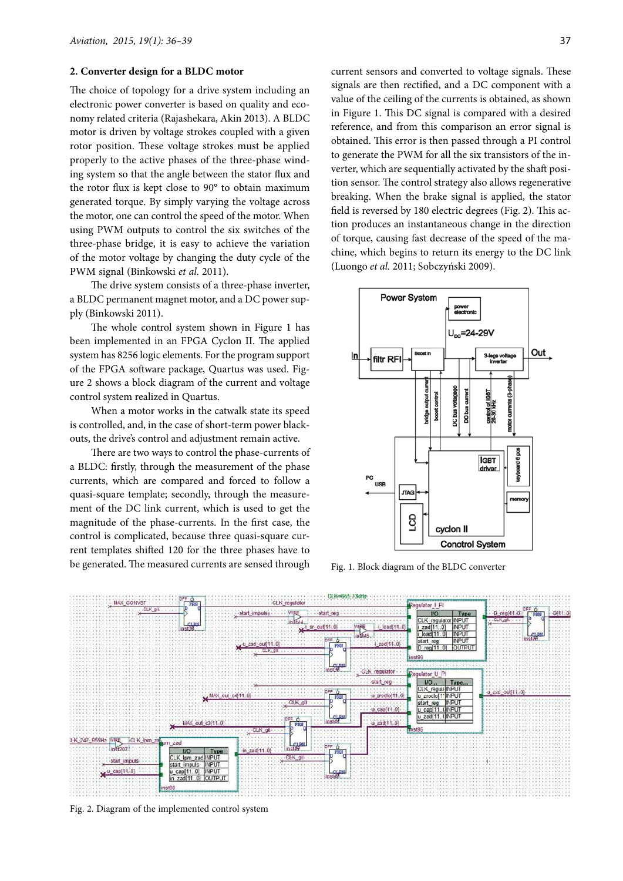## 2. Converter design for a BLDC motor

The choice of topology for a drive system including an electronic power converter is based on quality and economy related criteria (Rajashekara, Akin 2013). A BLDC motor is driven by voltage strokes coupled with a given rotor position. These voltage strokes must be applied properly to the active phases of the three-phase winding system so that the angle between the stator flux and the rotor flux is kept close to 90° to obtain maximum generated torque. By simply varying the voltage across the motor, one can control the speed of the motor. When using PWM outputs to control the six switches of the three-phase bridge, it is easy to achieve the variation of the motor voltage by changing the duty cycle of the PWM signal (Binkowski *et al*. 2011).

The drive system consists of a three-phase inverter, a BLDC permanent magnet motor, and a DC power supply (Binkowski 2011).

The whole control system shown in Figure 1 has been implemented in an FPGA Cyclon II. The applied system has 8256 logic elements. For the program support of the FPGA software package, Quartus was used. Figure 2 shows a block diagram of the current and voltage control system realized in Quartus.

When a motor works in the catwalk state its speed is controlled, and, in the case of short-term power blackouts, the drive's control and adjustment remain active.

There are two ways to control the phase-currents of a BLDC: firstly, through the measurement of the phase currents, which are compared and forced to follow a quasi-square template; secondly, through the measurement of the DC link current, which is used to get the magnitude of the phase-currents. In the first case, the control is complicated, because three quasi-square current templates shifted 120 for the three phases have to be generated. The measured currents are sensed through current sensors and converted to voltage signals. These signals are then rectified, and a DC component with a value of the ceiling of the currents is obtained, as shown in Figure 1. This DC signal is compared with a desired reference, and from this comparison an error signal is obtained. This error is then passed through a PI control to generate the PWM for all the six transistors of the inverter, which are sequentially activated by the shaft position sensor. The control strategy also allows regenerative breaking. When the brake signal is applied, the stator field is reversed by 180 electric degrees (Fig. 2). This action produces an instantaneous change in the direction of torque, causing fast decrease of the speed of the machine, which begins to return its energy to the DC link (Luongo *et al.* 2011; Sobczyński 2009).

Fig. 1. Block diagram of the BLDC converter

Fig. 2. Diagram of the implemented control system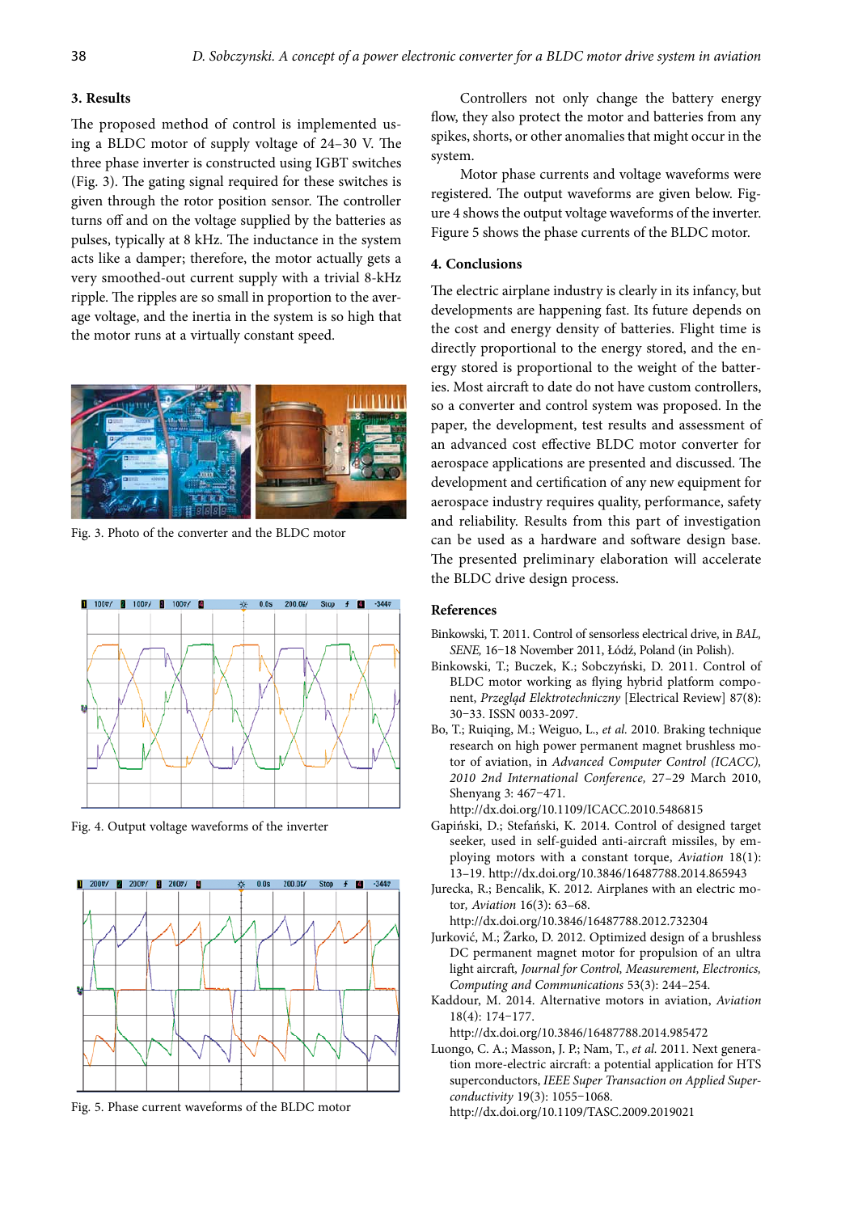## 3. Results

The proposed method of control is implemented using a BLDC motor of supply voltage of 24–30 V. The three phase inverter is constructed using IGBT switches (Fig. 3). The gating signal required for these switches is given through the rotor position sensor. The controller turns off and on the voltage supplied by the batteries as pulses, typically at 8 kHz. The inductance in the system acts like a damper; therefore, the motor actually gets a very smoothed-out current supply with a trivial 8-kHz ripple. The ripples are so small in proportion to the average voltage, and the inertia in the system is so high that the motor runs at a virtually constant speed.

Fig. 3. Photo of the converter and the BLDC motor

Fig. 4. Output voltage waveforms of the inverter

Fig. 5. Phase current waveforms of the BLDC motor

Controllers not only change the battery energy flow, they also protect the motor and batteries from any spikes, shorts, or other anomalies that might occur in the system.

Motor phase currents and voltage waveforms were registered. The output waveforms are given below. Figure 4 shows the output voltage waveforms of the inverter. Figure 5 shows the phase currents of the BLDC motor.

## 4. Conclusions

The electric airplane industry is clearly in its infancy, but developments are happening fast. Its future depends on the cost and energy density of batteries. Flight time is directly proportional to the energy stored, and the energy stored is proportional to the weight of the batteries. Most aircraft to date do not have custom controllers, so a converter and control system was proposed. In the paper, the development, test results and assessment of an advanced cost effective BLDC motor converter for aerospace applications are presented and discussed. The development and certification of any new equipment for aerospace industry requires quality, performance, safety and reliability. Results from this part of investigation can be used as a hardware and software design base. The presented preliminary elaboration will accelerate the BLDC drive design process.

## References

Binkowski, T. 2011. Control of sensorless electrical drive, in *BAL, SENE,* 16−18 November 2011, Łódź, Poland (in Polish).

Binkowski, T.; Buczek, K.; Sobczyński, D. 2011. Control of BLDC motor working as flying hybrid platform component, *Przegląd Elektrotechniczny* [Electrical Review] 87(8): 30−33. ISSN 0033-2097.

Bo, T.; Ruiqing, M.; Weiguo, L., *et al.* 2010. Braking technique research on high power permanent magnet brushless motor of aviation, in *Advanced Computer Control (ICACC), 2010 2nd International Conference,* 27−29 March 2010, Shenyang 3: 467−471. http://dx.doi.org/10.1109/ICACC.2010.5486815

Gapiński, D.; Stefański, K. 2014. Control of designed target seeker, used in self-guided anti-aircraft missiles, by employing motors with a constant torque, *Aviation* 18(1): 13−19. http://dx.doi.org/10.3846/16487788.2014.865943

Jurecka, R.; Bencalik, K. 2012. Airplanes with an electric motor, *Aviation* 16(3): 63−68. http://dx.doi.org/10.3846/16487788.2012.732304

Jurković, M.; Žarko, D. 2012. Optimized design of a brushless DC permanent magnet motor for propulsion of an ultra light aircraft, *Journal for Control, Measurement, Electronics, Computing and Communications* 53(3): 244−254.

Kaddour, M. 2014. Alternative motors in aviation, *Aviation* 18(4): 174−177. http://dx.doi.org/10.3846/16487788.2014.985472

Luongo, C. A.; Masson, J. P.; Nam, T., *et al.* 2011. Next generation more-electric aircraft: a potential application for HTS superconductors, *IEEE Super Transaction on Applied Superconductivity* 19(3): 1055−1068. http://dx.doi.org/10.1109/TASC.2009.2019021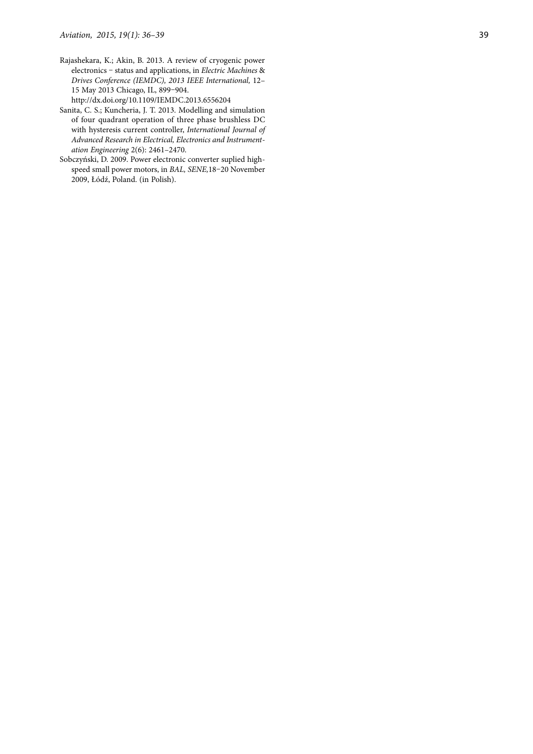Rajashekara, K.; Akin, B. 2013. A review of cryogenic power electronics – status and applications, in *Electric Machines* & *Drives Conference (IEMDC), 2013 IEEE International,* 12–15 May 2013 Chicago, IL, 899–904. http://dx.doi.org/10.1109/IEMDC.2013.6556204

Sanita, C. S.; Kuncheria, J. T. 2013. Modelling and simulation of four quadrant operation of three phase brushless DC with hysteresis current controller, *International Journal of Advanced Research in Electrical, Electronics and Instrumentation Engineering* 2(6): 2461–2470.

Sobczyński, D. 2009. Power electronic converter suplied high-speed small power motors, in *BAL, SENE,*18–20 November 2009, Łódź, Poland. (in Polish).